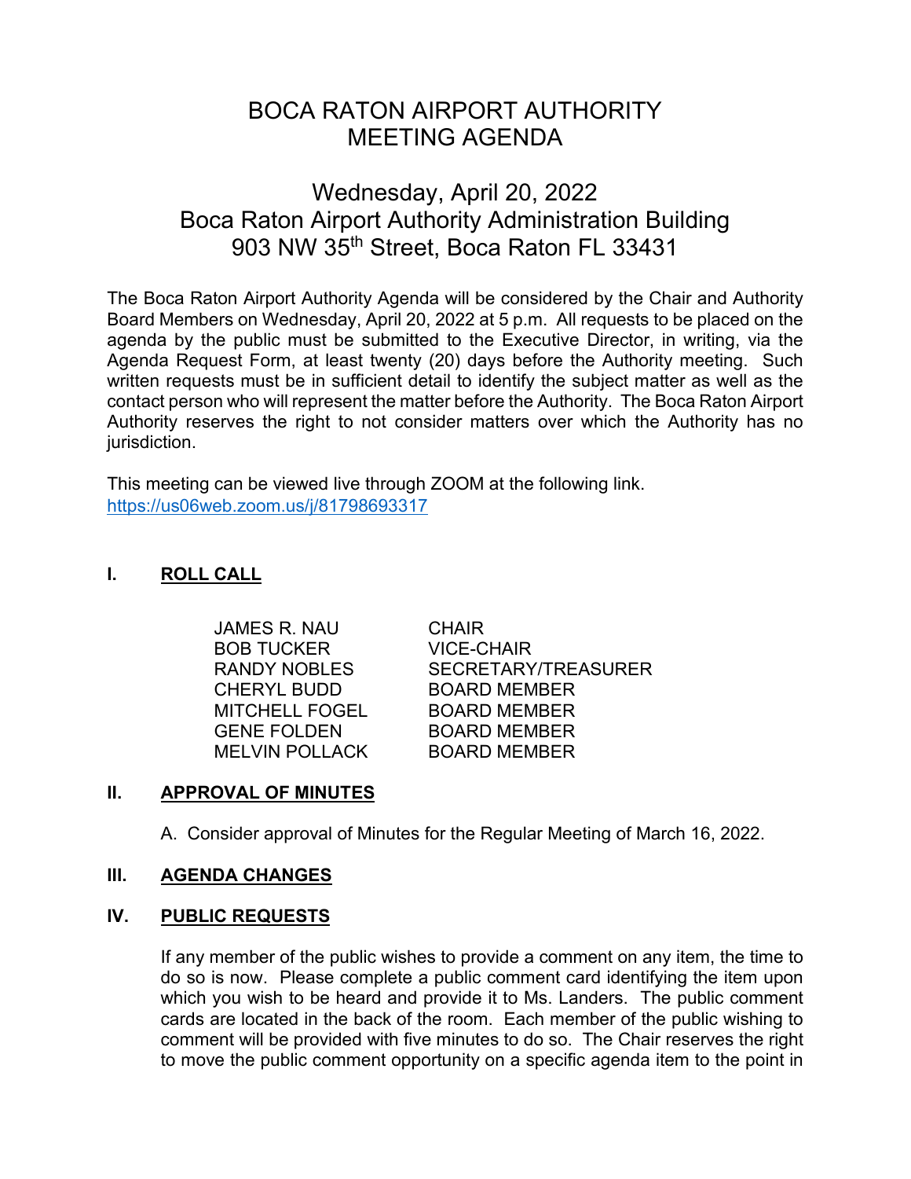# BOCA RATON AIRPORT AUTHORITY
# MEETING AGENDA

## Wednesday, April 20, 2022
## Boca Raton Airport Authority Administration Building
## 903 NW 35th Street, Boca Raton FL 33431

The Boca Raton Airport Authority Agenda will be considered by the Chair and Authority Board Members on Wednesday, April 20, 2022 at 5 p.m. All requests to be placed on the agenda by the public must be submitted to the Executive Director, in writing, via the Agenda Request Form, at least twenty (20) days before the Authority meeting. Such written requests must be in sufficient detail to identify the subject matter as well as the contact person who will represent the matter before the Authority. The Boca Raton Airport Authority reserves the right to not consider matters over which the Authority has no jurisdiction.

This meeting can be viewed live through ZOOM at the following link.
https://us06web.zoom.us/j/81798693317

## I. ROLL CALL

| | |
|---|---|
| JAMES R. NAU | CHAIR |
| BOB TUCKER | VICE-CHAIR |
| RANDY NOBLES | SECRETARY/TREASURER |
| CHERYL BUDD | BOARD MEMBER |
| MITCHELL FOGEL | BOARD MEMBER |
| GENE FOLDEN | BOARD MEMBER |
| MELVIN POLLACK | BOARD MEMBER |

## II. APPROVAL OF MINUTES

A. Consider approval of Minutes for the Regular Meeting of March 16, 2022.

## III. AGENDA CHANGES

## IV. PUBLIC REQUESTS

If any member of the public wishes to provide a comment on any item, the time to do so is now. Please complete a public comment card identifying the item upon which you wish to be heard and provide it to Ms. Landers. The public comment cards are located in the back of the room. Each member of the public wishing to comment will be provided with five minutes to do so. The Chair reserves the right to move the public comment opportunity on a specific agenda item to the point in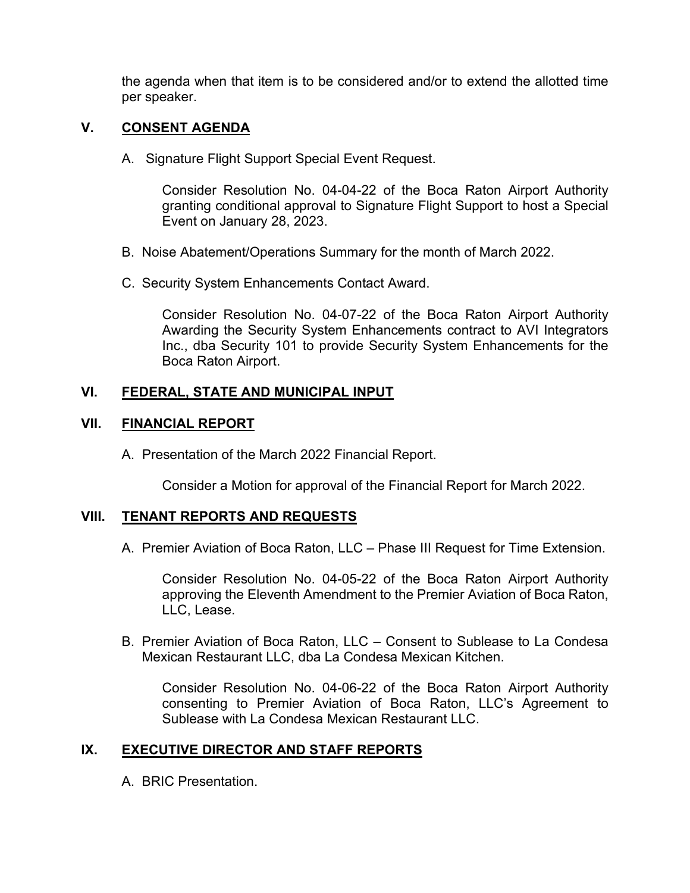the agenda when that item is to be considered and/or to extend the allotted time per speaker.

## V. CONSENT AGENDA

A. Signature Flight Support Special Event Request.

Consider Resolution No. 04-04-22 of the Boca Raton Airport Authority granting conditional approval to Signature Flight Support to host a Special Event on January 28, 2023.

B. Noise Abatement/Operations Summary for the month of March 2022.

C. Security System Enhancements Contact Award.

Consider Resolution No. 04-07-22 of the Boca Raton Airport Authority Awarding the Security System Enhancements contract to AVI Integrators Inc., dba Security 101 to provide Security System Enhancements for the Boca Raton Airport.

## VI. FEDERAL, STATE AND MUNICIPAL INPUT

## VII. FINANCIAL REPORT

A. Presentation of the March 2022 Financial Report.

Consider a Motion for approval of the Financial Report for March 2022.

## VIII. TENANT REPORTS AND REQUESTS

A. Premier Aviation of Boca Raton, LLC – Phase III Request for Time Extension.

Consider Resolution No. 04-05-22 of the Boca Raton Airport Authority approving the Eleventh Amendment to the Premier Aviation of Boca Raton, LLC, Lease.

B. Premier Aviation of Boca Raton, LLC – Consent to Sublease to La Condesa Mexican Restaurant LLC, dba La Condesa Mexican Kitchen.

Consider Resolution No. 04-06-22 of the Boca Raton Airport Authority consenting to Premier Aviation of Boca Raton, LLC's Agreement to Sublease with La Condesa Mexican Restaurant LLC.

## IX. EXECUTIVE DIRECTOR AND STAFF REPORTS

A. BRIC Presentation.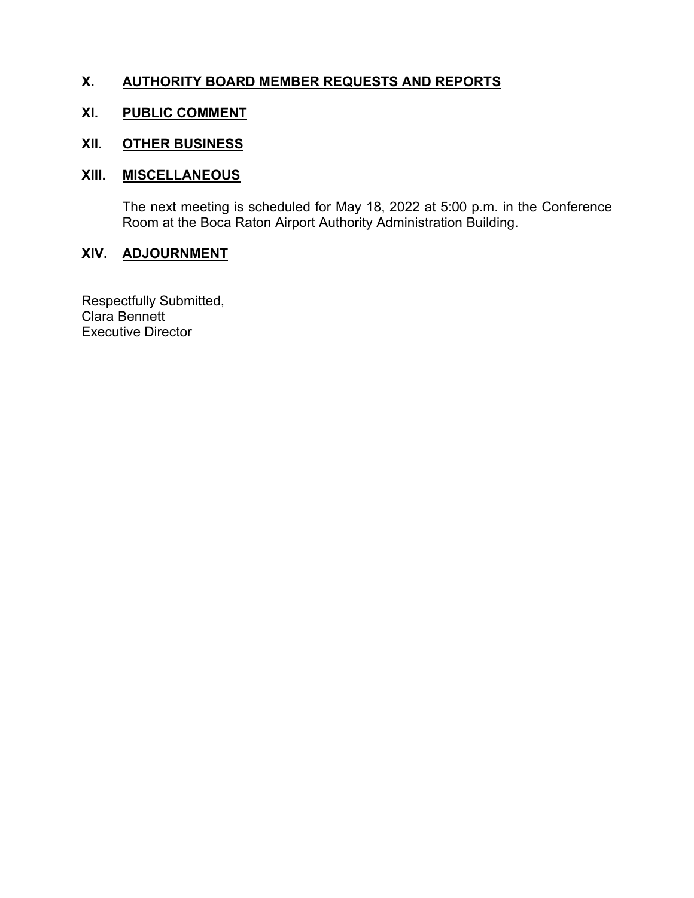## X. AUTHORITY BOARD MEMBER REQUESTS AND REPORTS

## XI. PUBLIC COMMENT

## XII. OTHER BUSINESS

## XIII. MISCELLANEOUS

The next meeting is scheduled for May 18, 2022 at 5:00 p.m. in the Conference Room at the Boca Raton Airport Authority Administration Building.

## XIV. ADJOURNMENT

Respectfully Submitted,
Clara Bennett
Executive Director